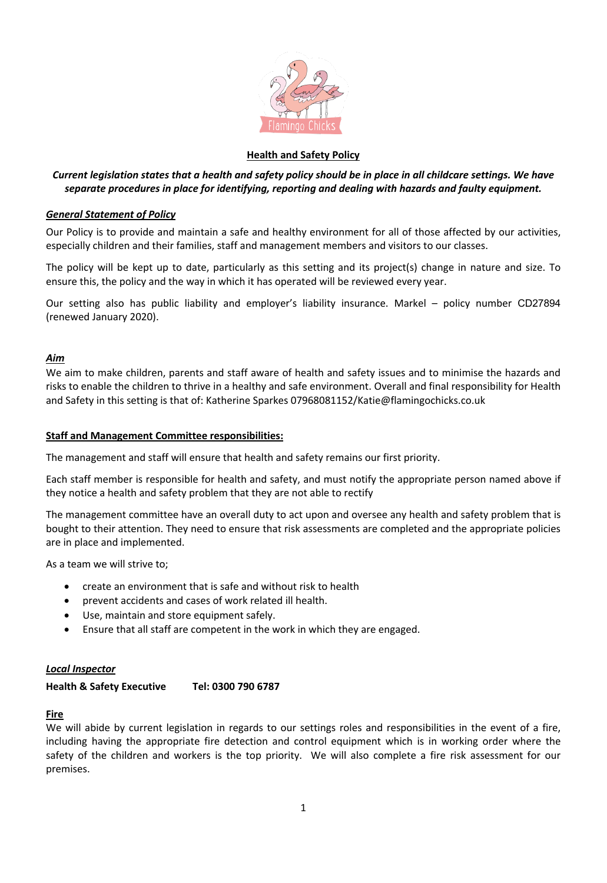# Health and Safety Policy

***Current legislation states that a health and safety policy should be in place in all childcare settings. We have separate procedures in place for identifying, reporting and dealing with hazards and faulty equipment.***

## *General Statement of Policy*

Our Policy is to provide and maintain a safe and healthy environment for all of those affected by our activities, especially children and their families, staff and management members and visitors to our classes.

The policy will be kept up to date, particularly as this setting and its project(s) change in nature and size. To ensure this, the policy and the way in which it has operated will be reviewed every year.

Our setting also has public liability and employer's liability insurance. Markel – policy number CD27894 (renewed January 2020).

## *Aim*

We aim to make children, parents and staff aware of health and safety issues and to minimise the hazards and risks to enable the children to thrive in a healthy and safe environment. Overall and final responsibility for Health and Safety in this setting is that of: Katherine Sparkes 07968081152/Katie@flamingochicks.co.uk

## Staff and Management Committee responsibilities:

The management and staff will ensure that health and safety remains our first priority.

Each staff member is responsible for health and safety, and must notify the appropriate person named above if they notice a health and safety problem that they are not able to rectify

The management committee have an overall duty to act upon and oversee any health and safety problem that is bought to their attention. They need to ensure that risk assessments are completed and the appropriate policies are in place and implemented.

As a team we will strive to;

- create an environment that is safe and without risk to health
- prevent accidents and cases of work related ill health.
- Use, maintain and store equipment safely.
- Ensure that all staff are competent in the work in which they are engaged.

## *Local Inspector*

**Health & Safety Executive Tel: 0300 790 6787**

## Fire

We will abide by current legislation in regards to our settings roles and responsibilities in the event of a fire, including having the appropriate fire detection and control equipment which is in working order where the safety of the children and workers is the top priority. We will also complete a fire risk assessment for our premises.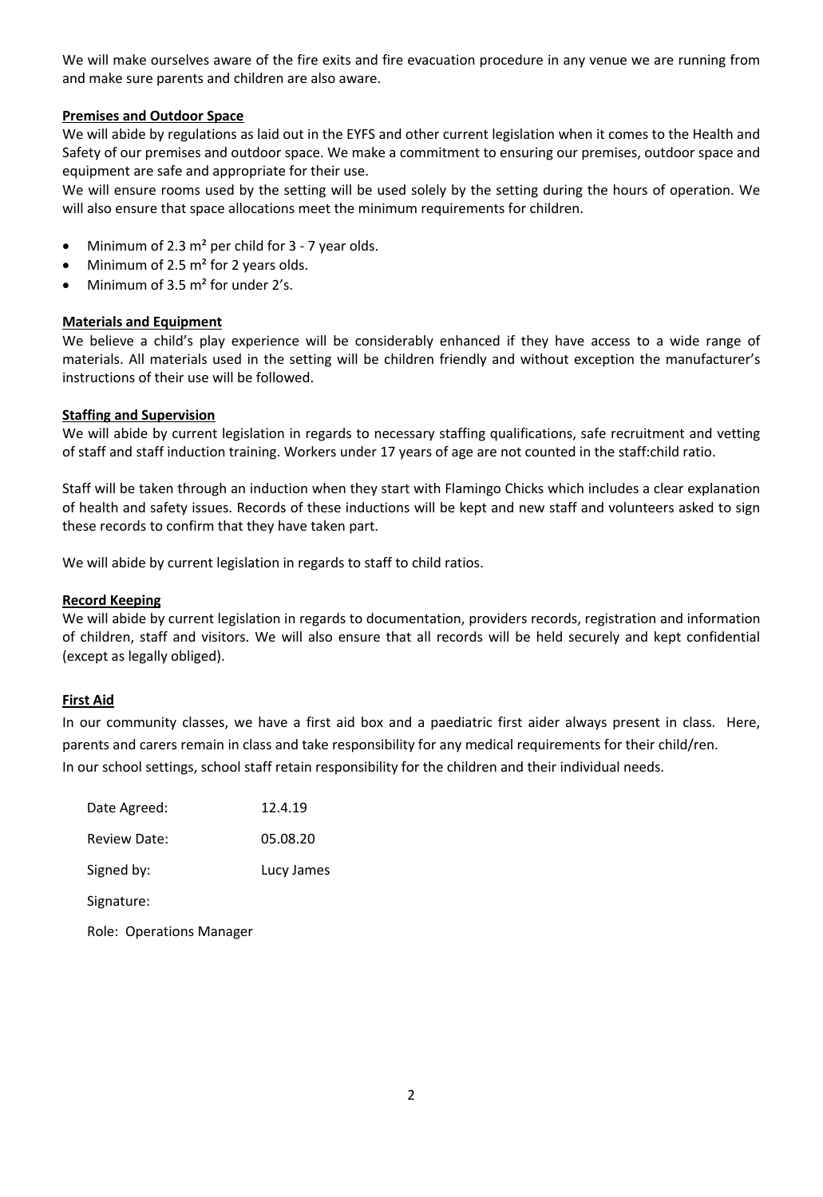We will make ourselves aware of the fire exits and fire evacuation procedure in any venue we are running from and make sure parents and children are also aware.

**Premises and Outdoor Space**

We will abide by regulations as laid out in the EYFS and other current legislation when it comes to the Health and Safety of our premises and outdoor space. We make a commitment to ensuring our premises, outdoor space and equipment are safe and appropriate for their use.

We will ensure rooms used by the setting will be used solely by the setting during the hours of operation. We will also ensure that space allocations meet the minimum requirements for children.

- Minimum of 2.3 $m^2$ per child for 3 - 7 year olds.
- Minimum of 2.5 $m^2$ for 2 years olds.
- Minimum of 3.5 $m^2$ for under 2's.

**Materials and Equipment**

We believe a child's play experience will be considerably enhanced if they have access to a wide range of materials. All materials used in the setting will be children friendly and without exception the manufacturer's instructions of their use will be followed.

**Staffing and Supervision**

We will abide by current legislation in regards to necessary staffing qualifications, safe recruitment and vetting of staff and staff induction training. Workers under 17 years of age are not counted in the staff:child ratio.

Staff will be taken through an induction when they start with Flamingo Chicks which includes a clear explanation of health and safety issues. Records of these inductions will be kept and new staff and volunteers asked to sign these records to confirm that they have taken part.

We will abide by current legislation in regards to staff to child ratios.

**Record Keeping**

We will abide by current legislation in regards to documentation, providers records, registration and information of children, staff and visitors. We will also ensure that all records will be held securely and kept confidential (except as legally obliged).

**First Aid**

In our community classes, we have a first aid box and a paediatric first aider always present in class. Here, parents and carers remain in class and take responsibility for any medical requirements for their child/ren.
In our school settings, school staff retain responsibility for the children and their individual needs.

| | |
|---|---|
| Date Agreed: | 12.4.19 |
| Review Date: | 05.08.20 |
| Signed by: | Lucy James |
| Signature: | |

Role: Operations Manager